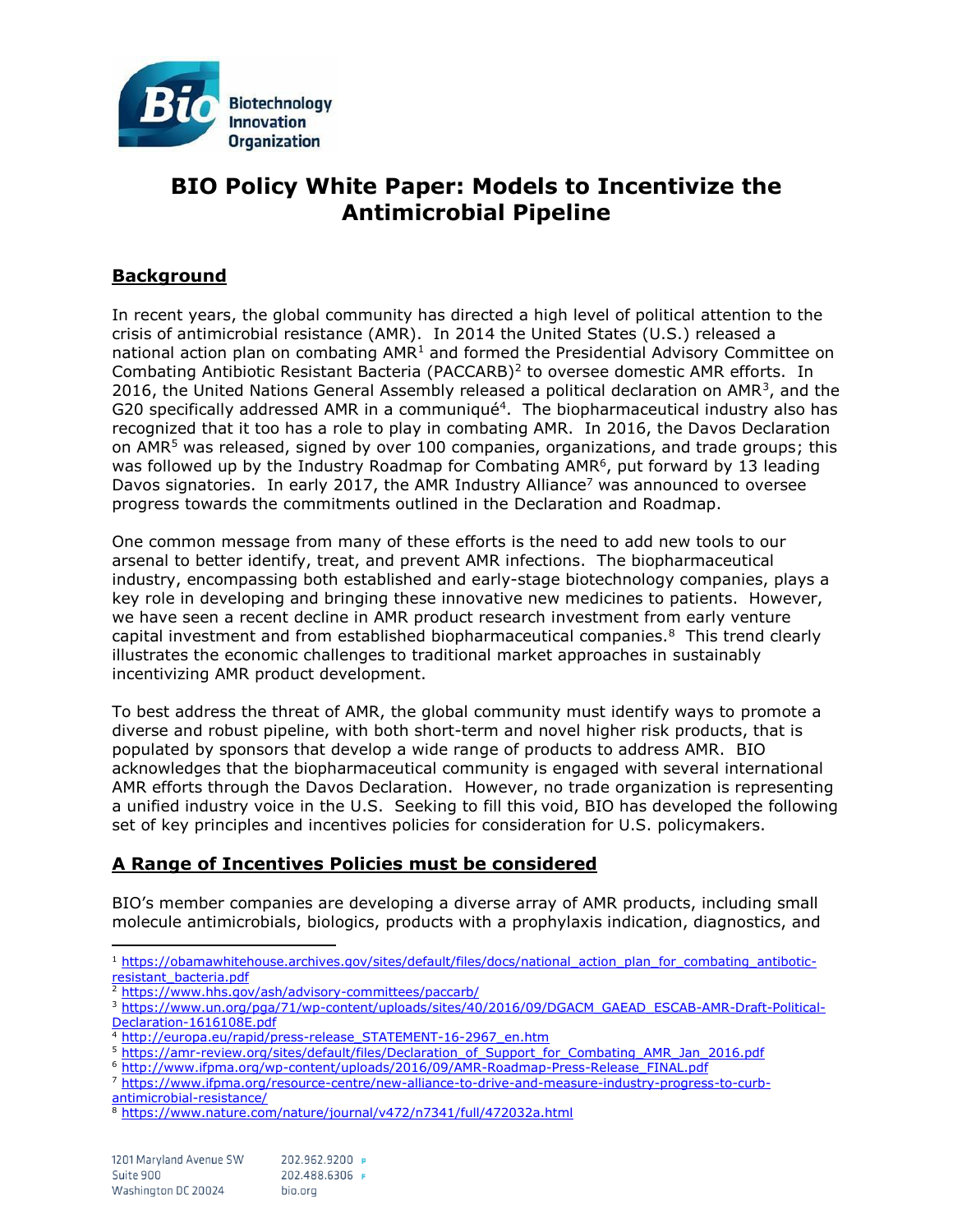# BIO Policy White Paper: Models to Incentivize the Antimicrobial Pipeline

## Background

In recent years, the global community has directed a high level of political attention to the crisis of antimicrobial resistance (AMR). In 2014 the United States (U.S.) released a national action plan on combating AMR[1] and formed the Presidential Advisory Committee on Combating Antibiotic Resistant Bacteria (PACCARB)[2] to oversee domestic AMR efforts. In 2016, the United Nations General Assembly released a political declaration on AMR[3], and the G20 specifically addressed AMR in a communiqué[4]. The biopharmaceutical industry also has recognized that it too has a role to play in combating AMR. In 2016, the Davos Declaration on AMR[5] was released, signed by over 100 companies, organizations, and trade groups; this was followed up by the Industry Roadmap for Combating AMR[6], put forward by 13 leading Davos signatories. In early 2017, the AMR Industry Alliance[7] was announced to oversee progress towards the commitments outlined in the Declaration and Roadmap.

One common message from many of these efforts is the need to add new tools to our arsenal to better identify, treat, and prevent AMR infections. The biopharmaceutical industry, encompassing both established and early-stage biotechnology companies, plays a key role in developing and bringing these innovative new medicines to patients. However, we have seen a recent decline in AMR product research investment from early venture capital investment and from established biopharmaceutical companies.[8] This trend clearly illustrates the economic challenges to traditional market approaches in sustainably incentivizing AMR product development.

To best address the threat of AMR, the global community must identify ways to promote a diverse and robust pipeline, with both short-term and novel higher risk products, that is populated by sponsors that develop a wide range of products to address AMR. BIO acknowledges that the biopharmaceutical community is engaged with several international AMR efforts through the Davos Declaration. However, no trade organization is representing a unified industry voice in the U.S. Seeking to fill this void, BIO has developed the following set of key principles and incentives policies for consideration for U.S. policymakers.

## A Range of Incentives Policies must be considered

BIO's member companies are developing a diverse array of AMR products, including small molecule antimicrobials, biologics, products with a prophylaxis indication, diagnostics, and

---

[1] https://obamawhitehouse.archives.gov/sites/default/files/docs/national_action_plan_for_combating_antibotic-resistant_bacteria.pdf

[2] https://www.hhs.gov/ash/advisory-committees/paccarb/

[3] https://www.un.org/pga/71/wp-content/uploads/sites/40/2016/09/DGACM_GAEAD_ESCAB-AMR-Draft-Political-Declaration-1616108E.pdf

[4] http://europa.eu/rapid/press-release_STATEMENT-16-2967_en.htm

[5] https://amr-review.org/sites/default/files/Declaration_of_Support_for_Combating_AMR_Jan_2016.pdf

[6] http://www.ifpma.org/wp-content/uploads/2016/09/AMR-Roadmap-Press-Release_FINAL.pdf

[7] https://www.ifpma.org/resource-centre/new-alliance-to-drive-and-measure-industry-progress-to-curb-antimicrobial-resistance/

[8] https://www.nature.com/nature/journal/v472/n7341/full/472032a.html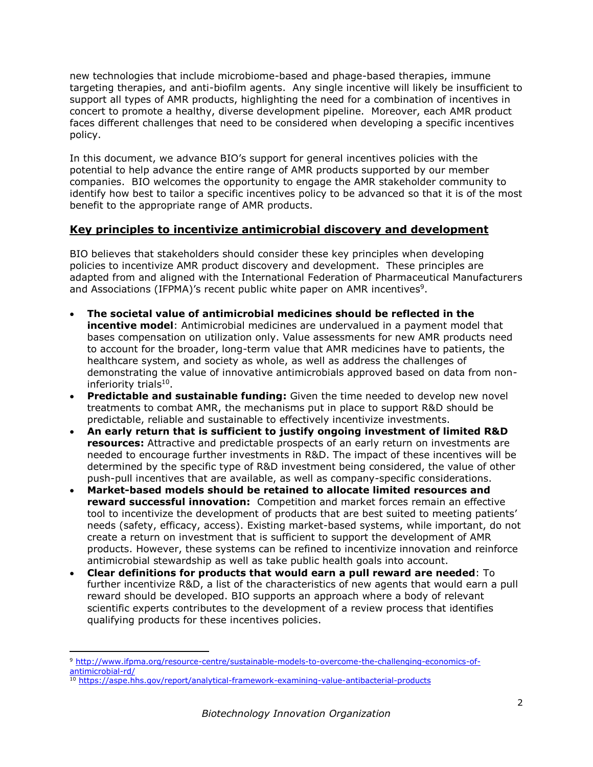new technologies that include microbiome-based and phage-based therapies, immune targeting therapies, and anti-biofilm agents. Any single incentive will likely be insufficient to support all types of AMR products, highlighting the need for a combination of incentives in concert to promote a healthy, diverse development pipeline. Moreover, each AMR product faces different challenges that need to be considered when developing a specific incentives policy.

In this document, we advance BIO's support for general incentives policies with the potential to help advance the entire range of AMR products supported by our member companies. BIO welcomes the opportunity to engage the AMR stakeholder community to identify how best to tailor a specific incentives policy to be advanced so that it is of the most benefit to the appropriate range of AMR products.

## Key principles to incentivize antimicrobial discovery and development

BIO believes that stakeholders should consider these key principles when developing policies to incentivize AMR product discovery and development. These principles are adapted from and aligned with the International Federation of Pharmaceutical Manufacturers and Associations (IFPMA)'s recent public white paper on AMR incentives[9].

- **The societal value of antimicrobial medicines should be reflected in the incentive model**: Antimicrobial medicines are undervalued in a payment model that bases compensation on utilization only. Value assessments for new AMR products need to account for the broader, long-term value that AMR medicines have to patients, the healthcare system, and society as whole, as well as address the challenges of demonstrating the value of innovative antimicrobials approved based on data from non-inferiority trials[10].
- **Predictable and sustainable funding:** Given the time needed to develop new novel treatments to combat AMR, the mechanisms put in place to support R&D should be predictable, reliable and sustainable to effectively incentivize investments.
- **An early return that is sufficient to justify ongoing investment of limited R&D resources:** Attractive and predictable prospects of an early return on investments are needed to encourage further investments in R&D. The impact of these incentives will be determined by the specific type of R&D investment being considered, the value of other push-pull incentives that are available, as well as company-specific considerations.
- **Market-based models should be retained to allocate limited resources and reward successful innovation:** Competition and market forces remain an effective tool to incentivize the development of products that are best suited to meeting patients' needs (safety, efficacy, access). Existing market-based systems, while important, do not create a return on investment that is sufficient to support the development of AMR products. However, these systems can be refined to incentivize innovation and reinforce antimicrobial stewardship as well as take public health goals into account.
- **Clear definitions for products that would earn a pull reward are needed**: To further incentivize R&D, a list of the characteristics of new agents that would earn a pull reward should be developed. BIO supports an approach where a body of relevant scientific experts contributes to the development of a review process that identifies qualifying products for these incentives policies.

---

[9] http://www.ifpma.org/resource-centre/sustainable-models-to-overcome-the-challenging-economics-of-antimicrobial-rd/

[10] https://aspe.hhs.gov/report/analytical-framework-examining-value-antibacterial-products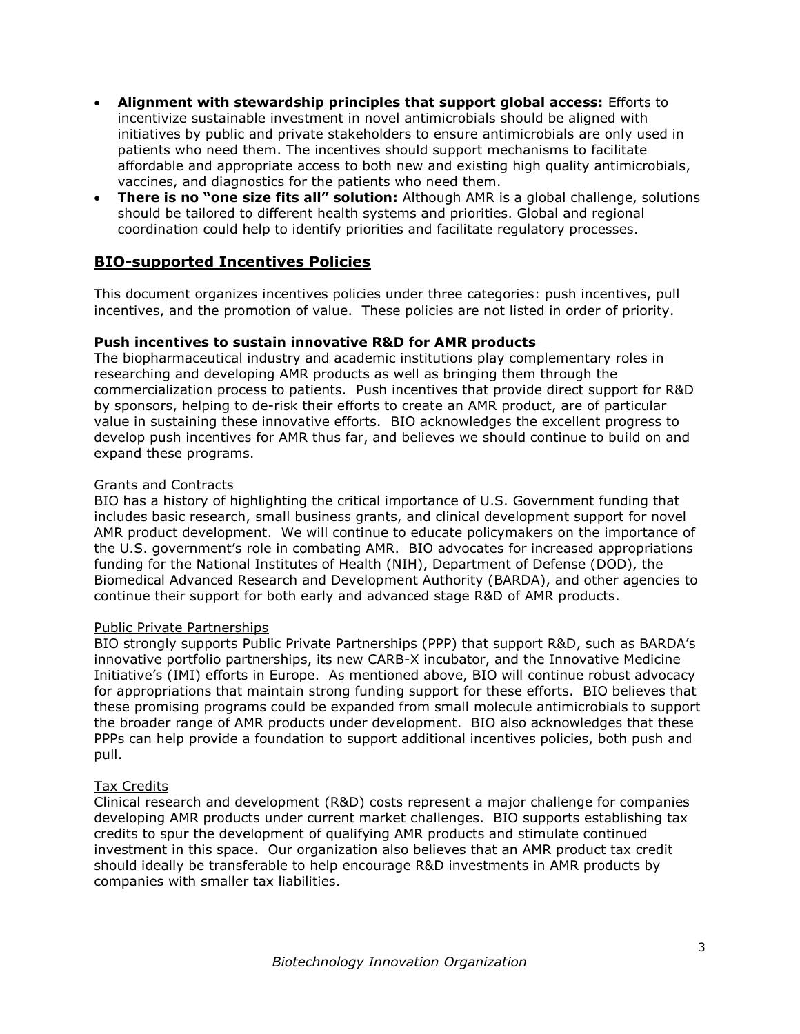- **Alignment with stewardship principles that support global access:** Efforts to incentivize sustainable investment in novel antimicrobials should be aligned with initiatives by public and private stakeholders to ensure antimicrobials are only used in patients who need them. The incentives should support mechanisms to facilitate affordable and appropriate access to both new and existing high quality antimicrobials, vaccines, and diagnostics for the patients who need them.
- **There is no "one size fits all" solution:** Although AMR is a global challenge, solutions should be tailored to different health systems and priorities. Global and regional coordination could help to identify priorities and facilitate regulatory processes.

## BIO-supported Incentives Policies

This document organizes incentives policies under three categories: push incentives, pull incentives, and the promotion of value. These policies are not listed in order of priority.

### Push incentives to sustain innovative R&D for AMR products

The biopharmaceutical industry and academic institutions play complementary roles in researching and developing AMR products as well as bringing them through the commercialization process to patients. Push incentives that provide direct support for R&D by sponsors, helping to de-risk their efforts to create an AMR product, are of particular value in sustaining these innovative efforts. BIO acknowledges the excellent progress to develop push incentives for AMR thus far, and believes we should continue to build on and expand these programs.

#### Grants and Contracts

BIO has a history of highlighting the critical importance of U.S. Government funding that includes basic research, small business grants, and clinical development support for novel AMR product development. We will continue to educate policymakers on the importance of the U.S. government's role in combating AMR. BIO advocates for increased appropriations funding for the National Institutes of Health (NIH), Department of Defense (DOD), the Biomedical Advanced Research and Development Authority (BARDA), and other agencies to continue their support for both early and advanced stage R&D of AMR products.

#### Public Private Partnerships

BIO strongly supports Public Private Partnerships (PPP) that support R&D, such as BARDA's innovative portfolio partnerships, its new CARB-X incubator, and the Innovative Medicine Initiative's (IMI) efforts in Europe. As mentioned above, BIO will continue robust advocacy for appropriations that maintain strong funding support for these efforts. BIO believes that these promising programs could be expanded from small molecule antimicrobials to support the broader range of AMR products under development. BIO also acknowledges that these PPPs can help provide a foundation to support additional incentives policies, both push and pull.

#### Tax Credits

Clinical research and development (R&D) costs represent a major challenge for companies developing AMR products under current market challenges. BIO supports establishing tax credits to spur the development of qualifying AMR products and stimulate continued investment in this space. Our organization also believes that an AMR product tax credit should ideally be transferable to help encourage R&D investments in AMR products by companies with smaller tax liabilities.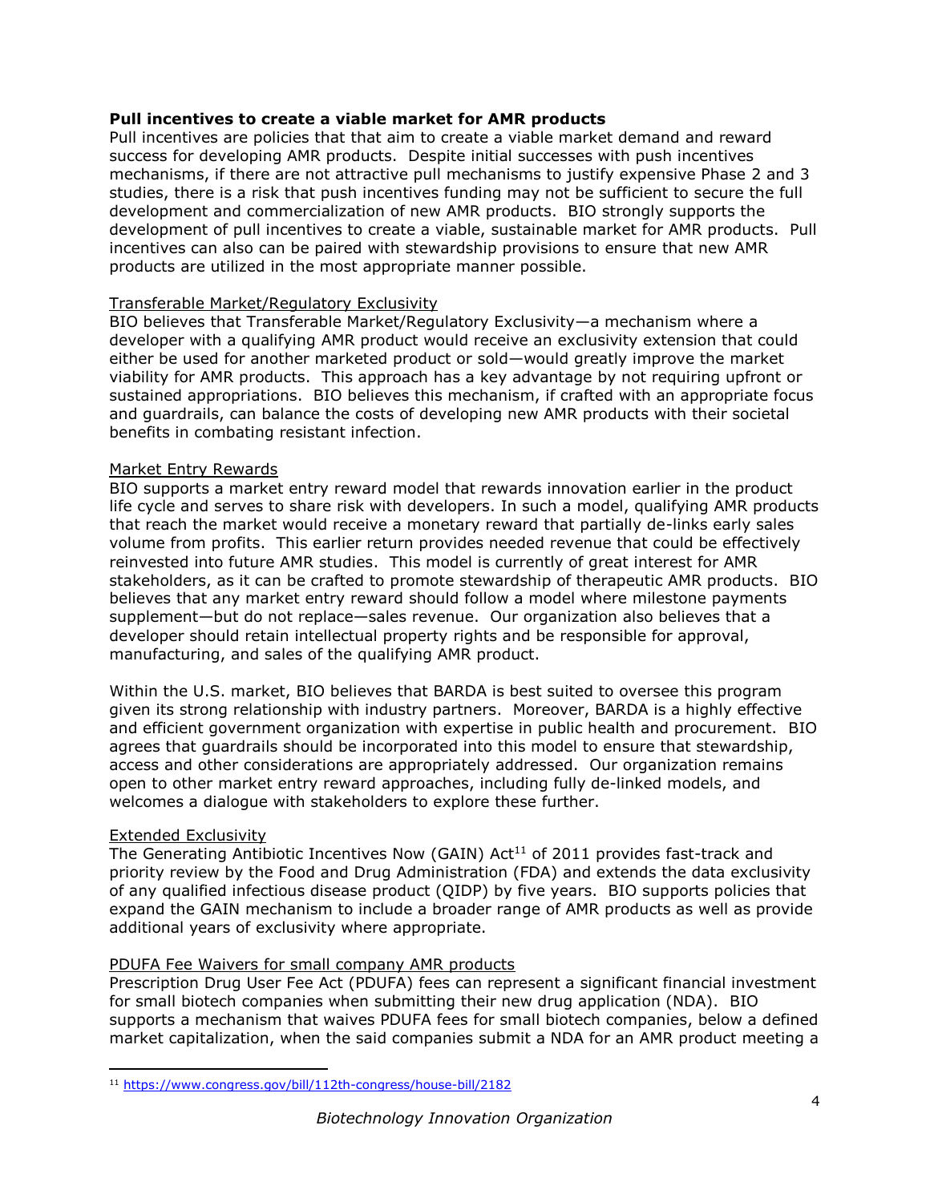### **Pull incentives to create a viable market for AMR products**

Pull incentives are policies that that aim to create a viable market demand and reward success for developing AMR products. Despite initial successes with push incentives mechanisms, if there are not attractive pull mechanisms to justify expensive Phase 2 and 3 studies, there is a risk that push incentives funding may not be sufficient to secure the full development and commercialization of new AMR products. BIO strongly supports the development of pull incentives to create a viable, sustainable market for AMR products. Pull incentives can also can be paired with stewardship provisions to ensure that new AMR products are utilized in the most appropriate manner possible.

#### Transferable Market/Regulatory Exclusivity

BIO believes that Transferable Market/Regulatory Exclusivity—a mechanism where a developer with a qualifying AMR product would receive an exclusivity extension that could either be used for another marketed product or sold—would greatly improve the market viability for AMR products. This approach has a key advantage by not requiring upfront or sustained appropriations. BIO believes this mechanism, if crafted with an appropriate focus and guardrails, can balance the costs of developing new AMR products with their societal benefits in combating resistant infection.

#### Market Entry Rewards

BIO supports a market entry reward model that rewards innovation earlier in the product life cycle and serves to share risk with developers. In such a model, qualifying AMR products that reach the market would receive a monetary reward that partially de-links early sales volume from profits. This earlier return provides needed revenue that could be effectively reinvested into future AMR studies. This model is currently of great interest for AMR stakeholders, as it can be crafted to promote stewardship of therapeutic AMR products. BIO believes that any market entry reward should follow a model where milestone payments supplement—but do not replace—sales revenue. Our organization also believes that a developer should retain intellectual property rights and be responsible for approval, manufacturing, and sales of the qualifying AMR product.

Within the U.S. market, BIO believes that BARDA is best suited to oversee this program given its strong relationship with industry partners. Moreover, BARDA is a highly effective and efficient government organization with expertise in public health and procurement. BIO agrees that guardrails should be incorporated into this model to ensure that stewardship, access and other considerations are appropriately addressed. Our organization remains open to other market entry reward approaches, including fully de-linked models, and welcomes a dialogue with stakeholders to explore these further.

#### Extended Exclusivity

The Generating Antibiotic Incentives Now (GAIN) Act[11] of 2011 provides fast-track and priority review by the Food and Drug Administration (FDA) and extends the data exclusivity of any qualified infectious disease product (QIDP) by five years. BIO supports policies that expand the GAIN mechanism to include a broader range of AMR products as well as provide additional years of exclusivity where appropriate.

#### PDUFA Fee Waivers for small company AMR products

Prescription Drug User Fee Act (PDUFA) fees can represent a significant financial investment for small biotech companies when submitting their new drug application (NDA). BIO supports a mechanism that waives PDUFA fees for small biotech companies, below a defined market capitalization, when the said companies submit a NDA for an AMR product meeting a

[11] https://www.congress.gov/bill/112th-congress/house-bill/2182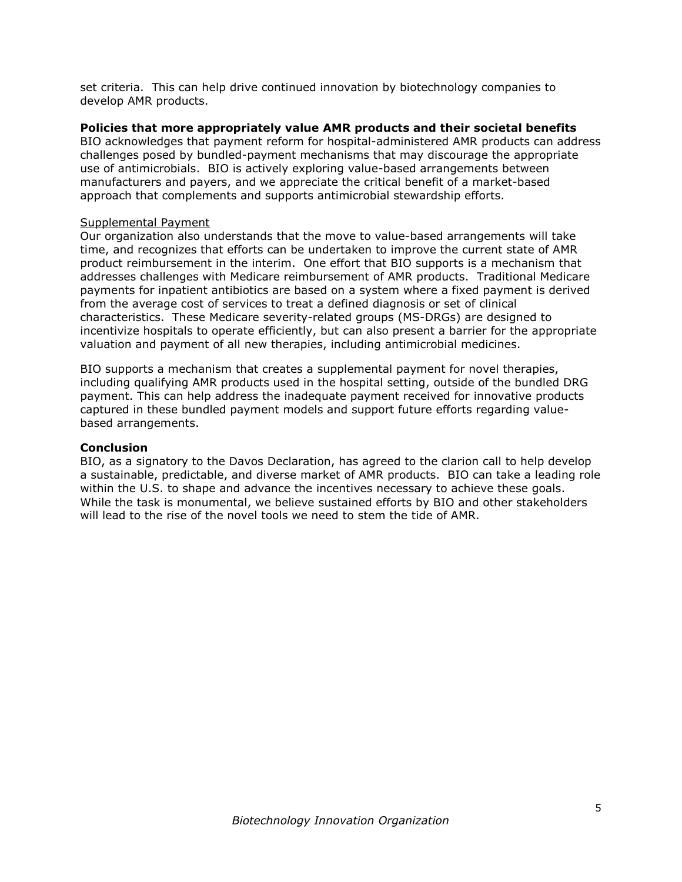set criteria. This can help drive continued innovation by biotechnology companies to develop AMR products.

**Policies that more appropriately value AMR products and their societal benefits**

BIO acknowledges that payment reform for hospital-administered AMR products can address challenges posed by bundled-payment mechanisms that may discourage the appropriate use of antimicrobials. BIO is actively exploring value-based arrangements between manufacturers and payers, and we appreciate the critical benefit of a market-based approach that complements and supports antimicrobial stewardship efforts.

<u>Supplemental Payment</u>

Our organization also understands that the move to value-based arrangements will take time, and recognizes that efforts can be undertaken to improve the current state of AMR product reimbursement in the interim. One effort that BIO supports is a mechanism that addresses challenges with Medicare reimbursement of AMR products. Traditional Medicare payments for inpatient antibiotics are based on a system where a fixed payment is derived from the average cost of services to treat a defined diagnosis or set of clinical characteristics. These Medicare severity-related groups (MS-DRGs) are designed to incentivize hospitals to operate efficiently, but can also present a barrier for the appropriate valuation and payment of all new therapies, including antimicrobial medicines.

BIO supports a mechanism that creates a supplemental payment for novel therapies, including qualifying AMR products used in the hospital setting, outside of the bundled DRG payment. This can help address the inadequate payment received for innovative products captured in these bundled payment models and support future efforts regarding value-based arrangements.

**Conclusion**

BIO, as a signatory to the Davos Declaration, has agreed to the clarion call to help develop a sustainable, predictable, and diverse market of AMR products. BIO can take a leading role within the U.S. to shape and advance the incentives necessary to achieve these goals. While the task is monumental, we believe sustained efforts by BIO and other stakeholders will lead to the rise of the novel tools we need to stem the tide of AMR.